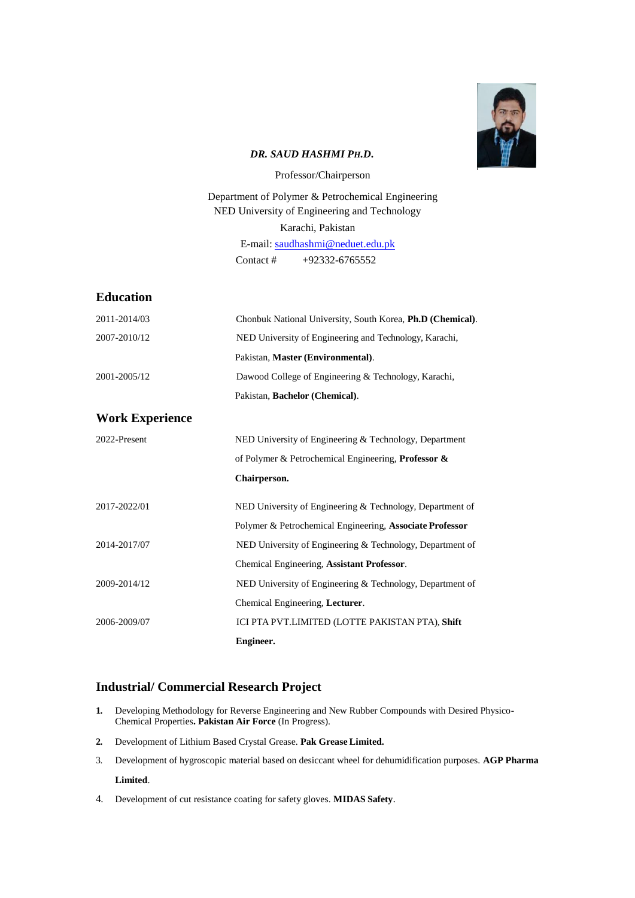***DR. SAUD HASHMI PH.D.***

Professor/Chairperson

Department of Polymer & Petrochemical Engineering
NED University of Engineering and Technology
Karachi, Pakistan
E-mail: saudhashmi@neduet.edu.pk
Contact # +92332-6765552

## Education

| | |
|---|---|
| 2011-2014/03 | Chonbuk National University, South Korea, **Ph.D (Chemical)**. |
| 2007-2010/12 | NED University of Engineering and Technology, Karachi, Pakistan, **Master (Environmental)**. |
| 2001-2005/12 | Dawood College of Engineering & Technology, Karachi, Pakistan, **Bachelor (Chemical)**. |

## Work Experience

| | |
|---|---|
| 2022-Present | NED University of Engineering & Technology, Department of Polymer & Petrochemical Engineering, **Professor & Chairperson.** |
| 2017-2022/01 | NED University of Engineering & Technology, Department of Polymer & Petrochemical Engineering, **Associate Professor** |
| 2014-2017/07 | NED University of Engineering & Technology, Department of Chemical Engineering, **Assistant Professor**. |
| 2009-2014/12 | NED University of Engineering & Technology, Department of Chemical Engineering, **Lecturer**. |
| 2006-2009/07 | ICI PTA PVT.LIMITED (LOTTE PAKISTAN PTA), **Shift Engineer.** |

## Industrial/ Commercial Research Project

1. Developing Methodology for Reverse Engineering and New Rubber Compounds with Desired Physico-Chemical Properties**. Pakistan Air Force** (In Progress).
2. Development of Lithium Based Crystal Grease. **Pak Grease Limited.**
3. Development of hygroscopic material based on desiccant wheel for dehumidification purposes. **AGP Pharma Limited**.
4. Development of cut resistance coating for safety gloves. **MIDAS Safety**.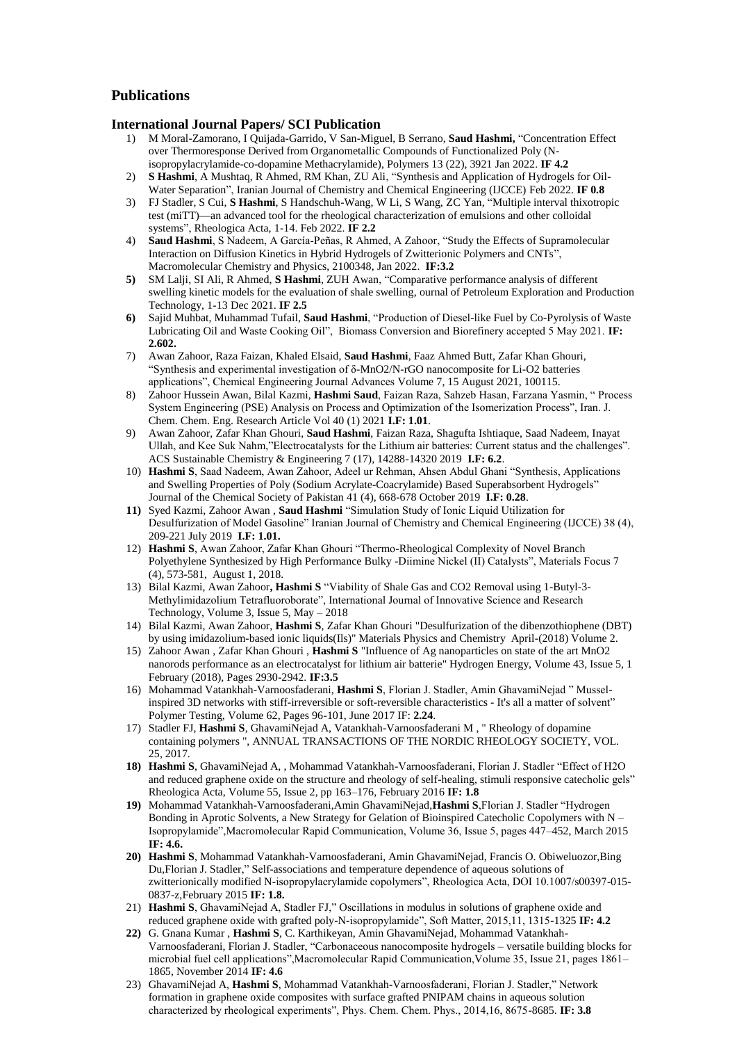## Publications

### International Journal Papers/ SCI Publication

1) M Moral-Zamorano, I Quijada-Garrido, V San-Miguel, B Serrano, **Saud Hashmi,** "Concentration Effect over Thermoresponse Derived from Organometallic Compounds of Functionalized Poly (N-isopropylacrylamide-co-dopamine Methacrylamide), Polymers 13 (22), 3921 Jan 2022. **IF 4.2**
2) **S Hashmi**, A Mushtaq, R Ahmed, RM Khan, ZU Ali, "Synthesis and Application of Hydrogels for Oil-Water Separation", Iranian Journal of Chemistry and Chemical Engineering (IJCCE) Feb 2022. **IF 0.8**
3) FJ Stadler, S Cui, **S Hashmi**, S Handschuh-Wang, W Li, S Wang, ZC Yan, "Multiple interval thixotropic test (miTT)—an advanced tool for the rheological characterization of emulsions and other colloidal systems", Rheologica Acta, 1-14. Feb 2022. **IF 2.2**
4) **Saud Hashmi**, S Nadeem, A García-Peñas, R Ahmed, A Zahoor, "Study the Effects of Supramolecular Interaction on Diffusion Kinetics in Hybrid Hydrogels of Zwitterionic Polymers and CNTs", Macromolecular Chemistry and Physics, 2100348, Jan 2022. **IF:3.2**
5) SM Lalji, SI Ali, R Ahmed, **S Hashmi**, ZUH Awan, "Comparative performance analysis of different swelling kinetic models for the evaluation of shale swelling, ournal of Petroleum Exploration and Production Technology, 1-13 Dec 2021. **IF 2.5**
6) Sajid Muhbat, Muhammad Tufail, **Saud Hashmi**, "Production of Diesel-like Fuel by Co-Pyrolysis of Waste Lubricating Oil and Waste Cooking Oil", Biomass Conversion and Biorefinery accepted 5 May 2021. **IF: 2.602.**
7) Awan Zahoor, Raza Faizan, Khaled Elsaid, **Saud Hashmi**, Faaz Ahmed Butt, Zafar Khan Ghouri, "Synthesis and experimental investigation of δ-$MnO_2$/N-rGO nanocomposite for Li-$O_2$ batteries applications", Chemical Engineering Journal Advances Volume 7, 15 August 2021, 100115.
8) Zahoor Hussein Awan, Bilal Kazmi, **Hashmi Saud**, Faizan Raza, Sahzeb Hasan, Farzana Yasmin, " Process System Engineering (PSE) Analysis on Process and Optimization of the Isomerization Process", Iran. J. Chem. Chem. Eng. Research Article Vol 40 (1) 2021 **I.F: 1.01**.
9) Awan Zahoor, Zafar Khan Ghouri, **Saud Hashmi**, Faizan Raza, Shagufta Ishtiaque, Saad Nadeem, Inayat Ullah, and Kee Suk Nahm,"Electrocatalysts for the Lithium air batteries: Current status and the challenges". ACS Sustainable Chemistry & Engineering 7 (17), 14288-14320 2019 **I.F: 6.2**.
10) **Hashmi S**, Saad Nadeem, Awan Zahoor, Adeel ur Rehman, Ahsen Abdul Ghani "Synthesis, Applications and Swelling Properties of Poly (Sodium Acrylate-Coacrylamide) Based Superabsorbent Hydrogels" Journal of the Chemical Society of Pakistan 41 (4), 668-678 October 2019 **I.F: 0.28**.
11) Syed Kazmi, Zahoor Awan , **Saud Hashmi** "Simulation Study of Ionic Liquid Utilization for Desulfurization of Model Gasoline" Iranian Journal of Chemistry and Chemical Engineering (IJCCE) 38 (4), 209-221 July 2019 **I.F: 1.01.**
12) **Hashmi S**, Awan Zahoor, Zafar Khan Ghouri "Thermo-Rheological Complexity of Novel Branch Polyethylene Synthesized by High Performance Bulky -Diimine Nickel (II) Catalysts", Materials Focus 7 (4), 573-581, August 1, 2018.
13) Bilal Kazmi, Awan Zahoor**, Hashmi S** "Viability of Shale Gas and CO2 Removal using 1-Butyl-3-Methylimidazolium Tetrafluoroborate", International Journal of Innovative Science and Research Technology, Volume 3, Issue 5, May – 2018
14) Bilal Kazmi, Awan Zahoor, **Hashmi S**, Zafar Khan Ghouri "Desulfurization of the dibenzothiophene (DBT) by using imidazolium-based ionic liquids(Ils)" Materials Physics and Chemistry April-(2018) Volume 2.
15) Zahoor Awan , Zafar Khan Ghouri , **Hashmi S** "Influence of Ag nanoparticles on state of the art $MnO_2$ nanorods performance as an electrocatalyst for lithium air batterie" Hydrogen Energy, Volume 43, Issue 5, 1 February (2018), Pages 2930-2942. **IF:3.5**
16) Mohammad Vatankhah-Varnoosfaderani, **Hashmi S**, Florian J. Stadler, Amin GhavamiNejad " Mussel-inspired 3D networks with stiff-irreversible or soft-reversible characteristics - It's all a matter of solvent" Polymer Testing, Volume 62, Pages 96-101, June 2017 IF: **2.24**.
17) Stadler FJ, **Hashmi S**, GhavamiNejad A, Vatankhah-Varnoosfaderani M , " Rheology of dopamine containing polymers ", ANNUAL TRANSACTIONS OF THE NORDIC RHEOLOGY SOCIETY, VOL. 25, 2017.
18) **Hashmi S**, GhavamiNejad A, , Mohammad Vatankhah-Varnoosfaderani, Florian J. Stadler "Effect of $H_2O$ and reduced graphene oxide on the structure and rheology of self-healing, stimuli responsive catecholic gels" Rheologica Acta, Volume 55, Issue 2, pp 163–176, February 2016 **IF: 1.8**
19) Mohammad Vatankhah-Varnoosfaderani,Amin GhavamiNejad,**Hashmi S**,Florian J. Stadler "Hydrogen Bonding in Aprotic Solvents, a New Strategy for Gelation of Bioinspired Catecholic Copolymers with N – Isopropylamide",Macromolecular Rapid Communication, Volume 36, Issue 5, pages 447–452, March 2015 **IF: 4.6.**
20) **Hashmi S**, Mohammad Vatankhah-Varnoosfaderani, Amin GhavamiNejad, Francis O. Obiweluozor,Bing Du,Florian J. Stadler," Self-associations and temperature dependence of aqueous solutions of zwitterionically modified N-isopropylacrylamide copolymers", Rheologica Acta, DOI 10.1007/s00397-015-0837-z,February 2015 **IF: 1.8.**
21) **Hashmi S**, GhavamiNejad A, Stadler FJ," Oscillations in modulus in solutions of graphene oxide and reduced graphene oxide with grafted poly-N-isopropylamide", Soft Matter, 2015,11, 1315-1325 **IF: 4.2**
22) G. Gnana Kumar , **Hashmi S**, C. Karthikeyan, Amin GhavamiNejad, Mohammad Vatankhah-Varnoosfaderani, Florian J. Stadler, "Carbonaceous nanocomposite hydrogels – versatile building blocks for microbial fuel cell applications",Macromolecular Rapid Communication,Volume 35, Issue 21, pages 1861–1865, November 2014 **IF: 4.6**
23) GhavamiNejad A, **Hashmi S**, Mohammad Vatankhah-Varnoosfaderani, Florian J. Stadler," Network formation in graphene oxide composites with surface grafted PNIPAM chains in aqueous solution characterized by rheological experiments", Phys. Chem. Chem. Phys., 2014,16, 8675-8685. **IF: 3.8**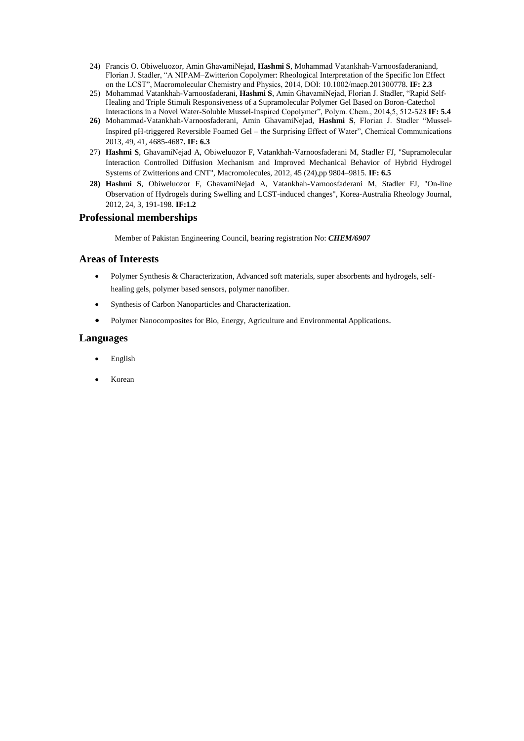24) Francis O. Obiweluozor, Amin GhavamiNejad, **Hashmi S**, Mohammad Vatankhah-Varnoosfaderaniand, Florian J. Stadler, "A NIPAM–Zwitterion Copolymer: Rheological Interpretation of the Specific Ion Effect on the LCST", Macromolecular Chemistry and Physics, 2014, DOI: 10.1002/macp.201300778. **IF: 2.3**
25) Mohammad Vatankhah-Varnoosfaderani, **Hashmi S**, Amin GhavamiNejad, Florian J. Stadler, "Rapid Self-Healing and Triple Stimuli Responsiveness of a Supramolecular Polymer Gel Based on Boron-Catechol Interactions in a Novel Water-Soluble Mussel-Inspired Copolymer", Polym. Chem., 2014,5, 512-523 **IF: 5.4**
26) Mohammad-Vatankhah-Varnoosfaderani, Amin GhavamiNejad, **Hashmi S**, Florian J. Stadler "Mussel-Inspired pH-triggered Reversible Foamed Gel – the Surprising Effect of Water", Chemical Communications 2013, 49, 41, 4685-4687**. IF: 6.3**
27) **Hashmi S**, GhavamiNejad A, Obiweluozor F, Vatankhah-Varnoosfaderani M, Stadler FJ, "Supramolecular Interaction Controlled Diffusion Mechanism and Improved Mechanical Behavior of Hybrid Hydrogel Systems of Zwitterions and CNT", Macromolecules, 2012, 45 (24),pp 9804–9815. **IF: 6.5**
28) **Hashmi S**, Obiweluozor F, GhavamiNejad A, Vatankhah-Varnoosfaderani M, Stadler FJ, "On-line Observation of Hydrogels during Swelling and LCST-induced changes", Korea-Australia Rheology Journal, 2012, 24, 3, 191-198. **IF:1.2**

## Professional memberships

Member of Pakistan Engineering Council, bearing registration No: ***CHEM/6907***

## Areas of Interests

- Polymer Synthesis & Characterization, Advanced soft materials, super absorbents and hydrogels, self-healing gels, polymer based sensors, polymer nanofiber.
- Synthesis of Carbon Nanoparticles and Characterization.
- Polymer Nanocomposites for Bio, Energy, Agriculture and Environmental Applications.

## Languages

- English
- Korean